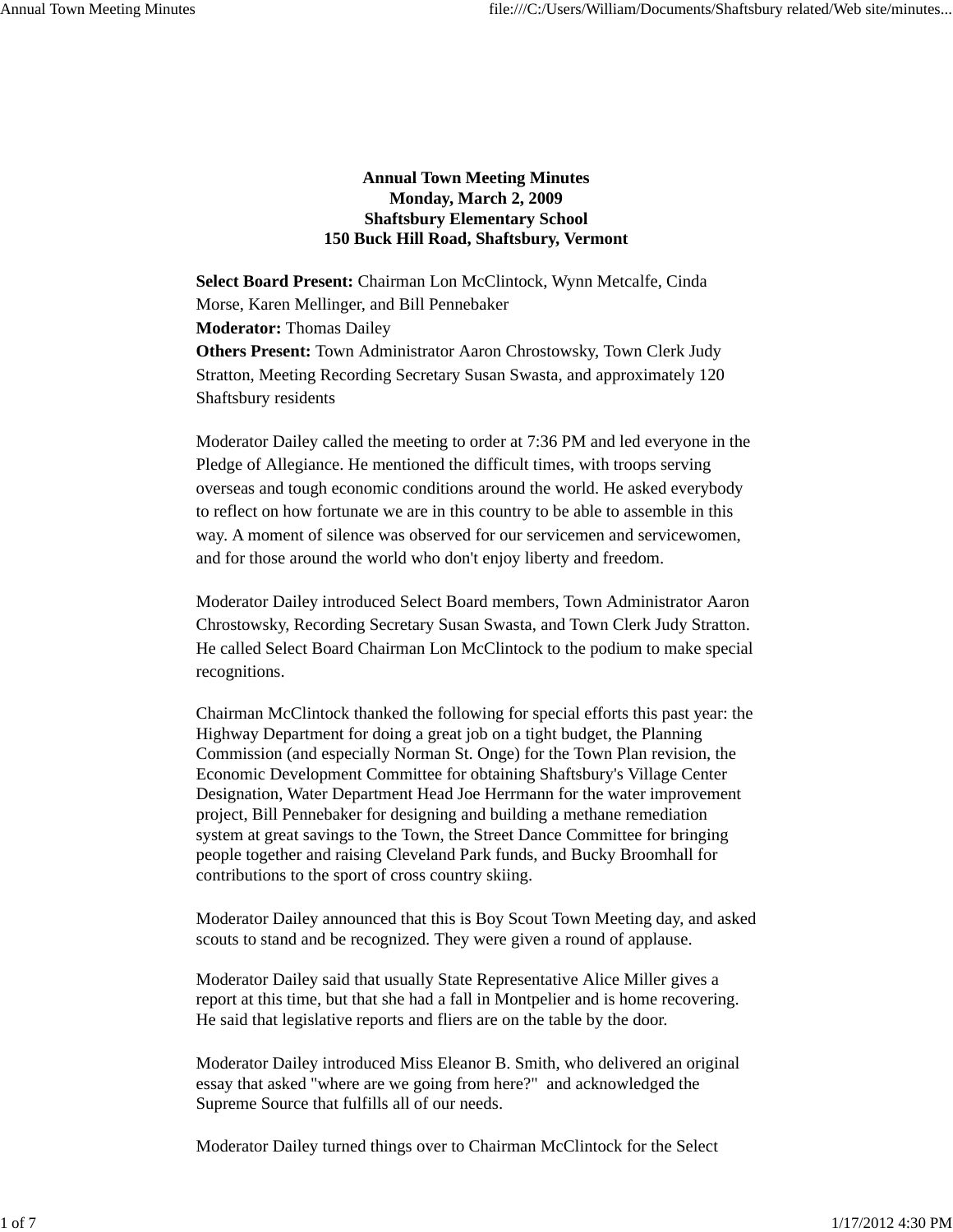**Annual Town Meeting Minutes**
**Monday, March 2, 2009**
**Shaftsbury Elementary School**
**150 Buck Hill Road, Shaftsbury, Vermont**

**Select Board Present:** Chairman Lon McClintock, Wynn Metcalfe, Cinda Morse, Karen Mellinger, and Bill Pennebaker
**Moderator:** Thomas Dailey
**Others Present:** Town Administrator Aaron Chrostowsky, Town Clerk Judy Stratton, Meeting Recording Secretary Susan Swasta, and approximately 120 Shaftsbury residents

Moderator Dailey called the meeting to order at 7:36 PM and led everyone in the Pledge of Allegiance. He mentioned the difficult times, with troops serving overseas and tough economic conditions around the world. He asked everybody to reflect on how fortunate we are in this country to be able to assemble in this way. A moment of silence was observed for our servicemen and servicewomen, and for those around the world who don't enjoy liberty and freedom.

Moderator Dailey introduced Select Board members, Town Administrator Aaron Chrostowsky, Recording Secretary Susan Swasta, and Town Clerk Judy Stratton. He called Select Board Chairman Lon McClintock to the podium to make special recognitions.

Chairman McClintock thanked the following for special efforts this past year: the Highway Department for doing a great job on a tight budget, the Planning Commission (and especially Norman St. Onge) for the Town Plan revision, the Economic Development Committee for obtaining Shaftsbury's Village Center Designation, Water Department Head Joe Herrmann for the water improvement project, Bill Pennebaker for designing and building a methane remediation system at great savings to the Town, the Street Dance Committee for bringing people together and raising Cleveland Park funds, and Bucky Broomhall for contributions to the sport of cross country skiing.

Moderator Dailey announced that this is Boy Scout Town Meeting day, and asked scouts to stand and be recognized. They were given a round of applause.

Moderator Dailey said that usually State Representative Alice Miller gives a report at this time, but that she had a fall in Montpelier and is home recovering. He said that legislative reports and fliers are on the table by the door.

Moderator Dailey introduced Miss Eleanor B. Smith, who delivered an original essay that asked "where are we going from here?" and acknowledged the Supreme Source that fulfills all of our needs.

Moderator Dailey turned things over to Chairman McClintock for the Select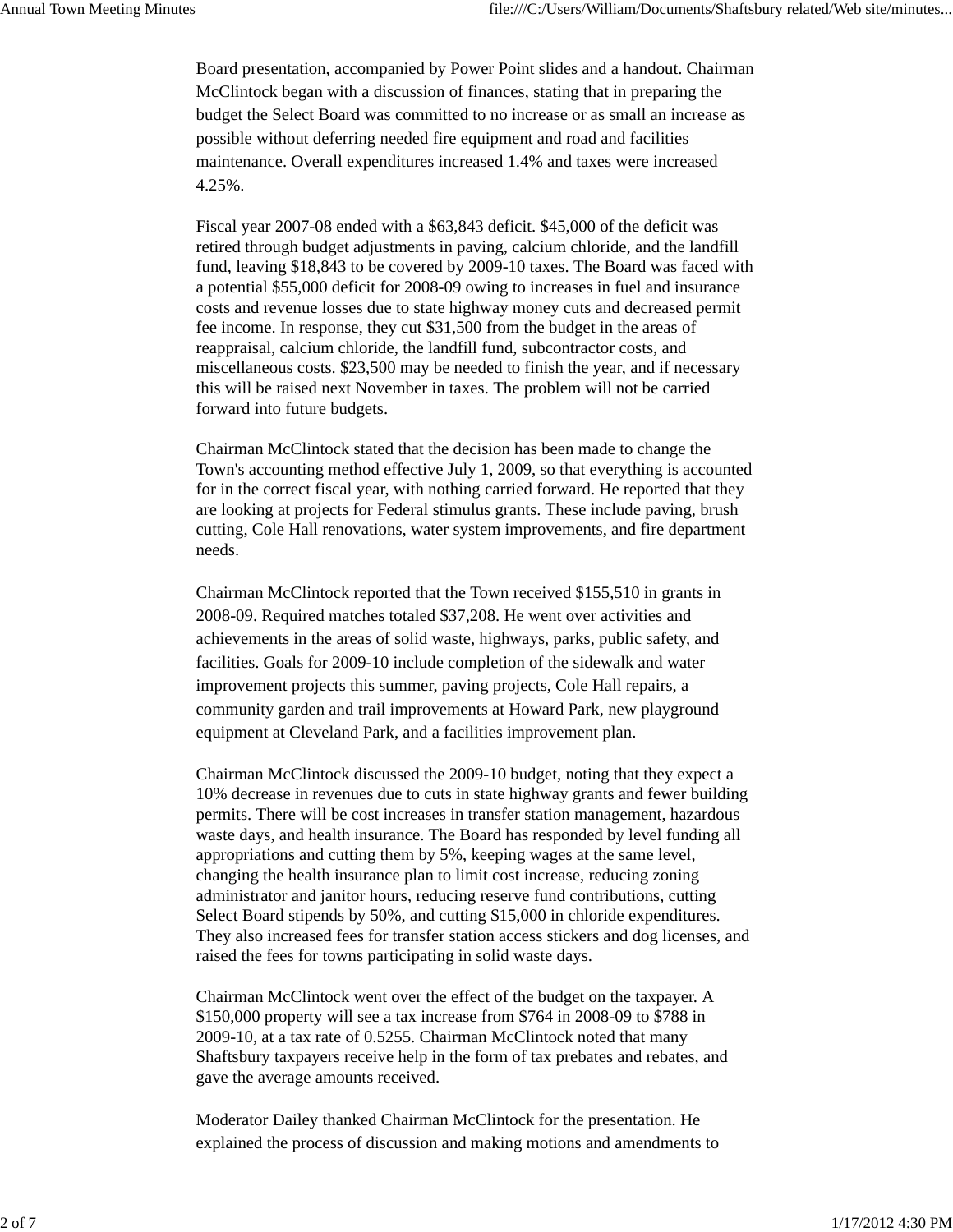Board presentation, accompanied by Power Point slides and a handout. Chairman McClintock began with a discussion of finances, stating that in preparing the budget the Select Board was committed to no increase or as small an increase as possible without deferring needed fire equipment and road and facilities maintenance. Overall expenditures increased 1.4% and taxes were increased 4.25%.

Fiscal year 2007-08 ended with a $63,843 deficit. $45,000 of the deficit was retired through budget adjustments in paving, calcium chloride, and the landfill fund, leaving $18,843 to be covered by 2009-10 taxes. The Board was faced with a potential $55,000 deficit for 2008-09 owing to increases in fuel and insurance costs and revenue losses due to state highway money cuts and decreased permit fee income. In response, they cut $31,500 from the budget in the areas of reappraisal, calcium chloride, the landfill fund, subcontractor costs, and miscellaneous costs. $23,500 may be needed to finish the year, and if necessary this will be raised next November in taxes. The problem will not be carried forward into future budgets.

Chairman McClintock stated that the decision has been made to change the Town's accounting method effective July 1, 2009, so that everything is accounted for in the correct fiscal year, with nothing carried forward. He reported that they are looking at projects for Federal stimulus grants. These include paving, brush cutting, Cole Hall renovations, water system improvements, and fire department needs.

Chairman McClintock reported that the Town received $155,510 in grants in 2008-09. Required matches totaled $37,208. He went over activities and achievements in the areas of solid waste, highways, parks, public safety, and facilities. Goals for 2009-10 include completion of the sidewalk and water improvement projects this summer, paving projects, Cole Hall repairs, a community garden and trail improvements at Howard Park, new playground equipment at Cleveland Park, and a facilities improvement plan.

Chairman McClintock discussed the 2009-10 budget, noting that they expect a 10% decrease in revenues due to cuts in state highway grants and fewer building permits. There will be cost increases in transfer station management, hazardous waste days, and health insurance. The Board has responded by level funding all appropriations and cutting them by 5%, keeping wages at the same level, changing the health insurance plan to limit cost increase, reducing zoning administrator and janitor hours, reducing reserve fund contributions, cutting Select Board stipends by 50%, and cutting $15,000 in chloride expenditures. They also increased fees for transfer station access stickers and dog licenses, and raised the fees for towns participating in solid waste days.

Chairman McClintock went over the effect of the budget on the taxpayer. A $150,000 property will see a tax increase from $764 in 2008-09 to $788 in 2009-10, at a tax rate of 0.5255. Chairman McClintock noted that many Shaftsbury taxpayers receive help in the form of tax prebates and rebates, and gave the average amounts received.

Moderator Dailey thanked Chairman McClintock for the presentation. He explained the process of discussion and making motions and amendments to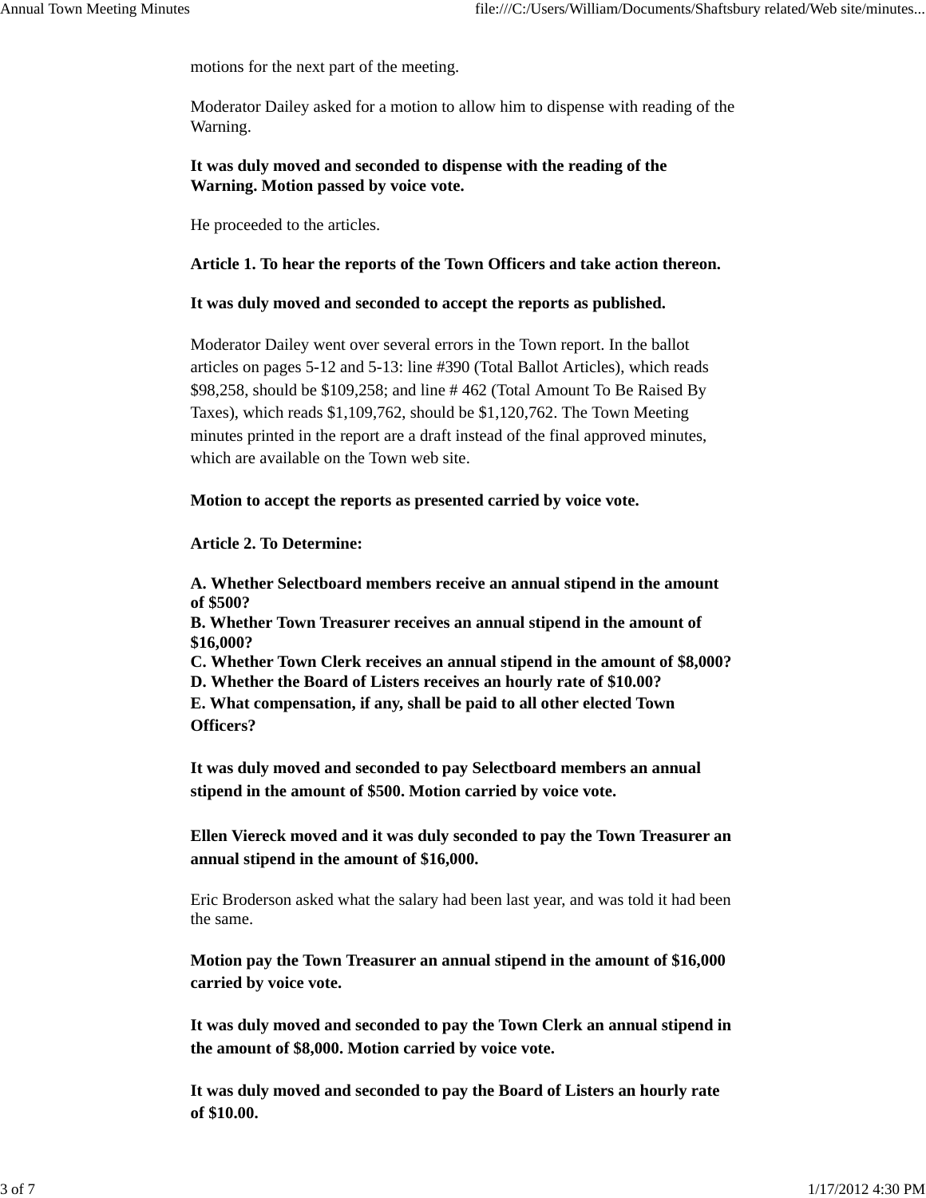motions for the next part of the meeting.

Moderator Dailey asked for a motion to allow him to dispense with reading of the Warning.

**It was duly moved and seconded to dispense with the reading of the Warning. Motion passed by voice vote.**

He proceeded to the articles.

**Article 1. To hear the reports of the Town Officers and take action thereon.**

**It was duly moved and seconded to accept the reports as published.**

Moderator Dailey went over several errors in the Town report. In the ballot articles on pages 5-12 and 5-13: line #390 (Total Ballot Articles), which reads $98,258, should be $109,258; and line # 462 (Total Amount To Be Raised By Taxes), which reads $1,109,762, should be $1,120,762. The Town Meeting minutes printed in the report are a draft instead of the final approved minutes, which are available on the Town web site.

**Motion to accept the reports as presented carried by voice vote.**

**Article 2. To Determine:**

**A. Whether Selectboard members receive an annual stipend in the amount of $500?**
**B. Whether Town Treasurer receives an annual stipend in the amount of $16,000?**
**C. Whether Town Clerk receives an annual stipend in the amount of $8,000?**
**D. Whether the Board of Listers receives an hourly rate of $10.00?**
**E. What compensation, if any, shall be paid to all other elected Town Officers?**

**It was duly moved and seconded to pay Selectboard members an annual stipend in the amount of $500. Motion carried by voice vote.**

**Ellen Viereck moved and it was duly seconded to pay the Town Treasurer an annual stipend in the amount of $16,000.**

Eric Broderson asked what the salary had been last year, and was told it had been the same.

**Motion pay the Town Treasurer an annual stipend in the amount of $16,000 carried by voice vote.**

**It was duly moved and seconded to pay the Town Clerk an annual stipend in the amount of $8,000. Motion carried by voice vote.**

**It was duly moved and seconded to pay the Board of Listers an hourly rate of $10.00.**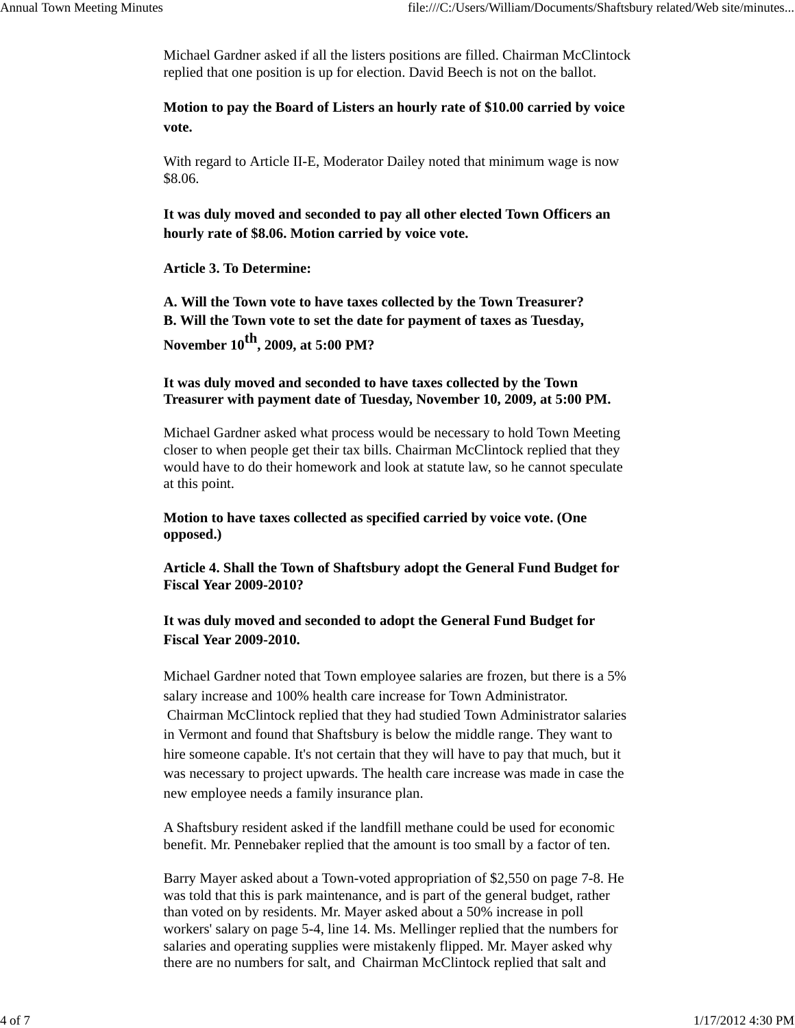Michael Gardner asked if all the listers positions are filled. Chairman McClintock replied that one position is up for election. David Beech is not on the ballot.

**Motion to pay the Board of Listers an hourly rate of $10.00 carried by voice vote.**

With regard to Article II-E, Moderator Dailey noted that minimum wage is now $8.06.

**It was duly moved and seconded to pay all other elected Town Officers an hourly rate of $8.06. Motion carried by voice vote.**

**Article 3. To Determine:**

**A. Will the Town vote to have taxes collected by the Town Treasurer?**
**B. Will the Town vote to set the date for payment of taxes as Tuesday, November 10th, 2009, at 5:00 PM?**

**It was duly moved and seconded to have taxes collected by the Town Treasurer with payment date of Tuesday, November 10, 2009, at 5:00 PM.**

Michael Gardner asked what process would be necessary to hold Town Meeting closer to when people get their tax bills. Chairman McClintock replied that they would have to do their homework and look at statute law, so he cannot speculate at this point.

**Motion to have taxes collected as specified carried by voice vote. (One opposed.)**

**Article 4. Shall the Town of Shaftsbury adopt the General Fund Budget for Fiscal Year 2009-2010?**

**It was duly moved and seconded to adopt the General Fund Budget for Fiscal Year 2009-2010.**

Michael Gardner noted that Town employee salaries are frozen, but there is a 5% salary increase and 100% health care increase for Town Administrator. Chairman McClintock replied that they had studied Town Administrator salaries in Vermont and found that Shaftsbury is below the middle range. They want to hire someone capable. It's not certain that they will have to pay that much, but it was necessary to project upwards. The health care increase was made in case the new employee needs a family insurance plan.

A Shaftsbury resident asked if the landfill methane could be used for economic benefit. Mr. Pennebaker replied that the amount is too small by a factor of ten.

Barry Mayer asked about a Town-voted appropriation of $2,550 on page 7-8. He was told that this is park maintenance, and is part of the general budget, rather than voted on by residents. Mr. Mayer asked about a 50% increase in poll workers' salary on page 5-4, line 14. Ms. Mellinger replied that the numbers for salaries and operating supplies were mistakenly flipped. Mr. Mayer asked why there are no numbers for salt, and Chairman McClintock replied that salt and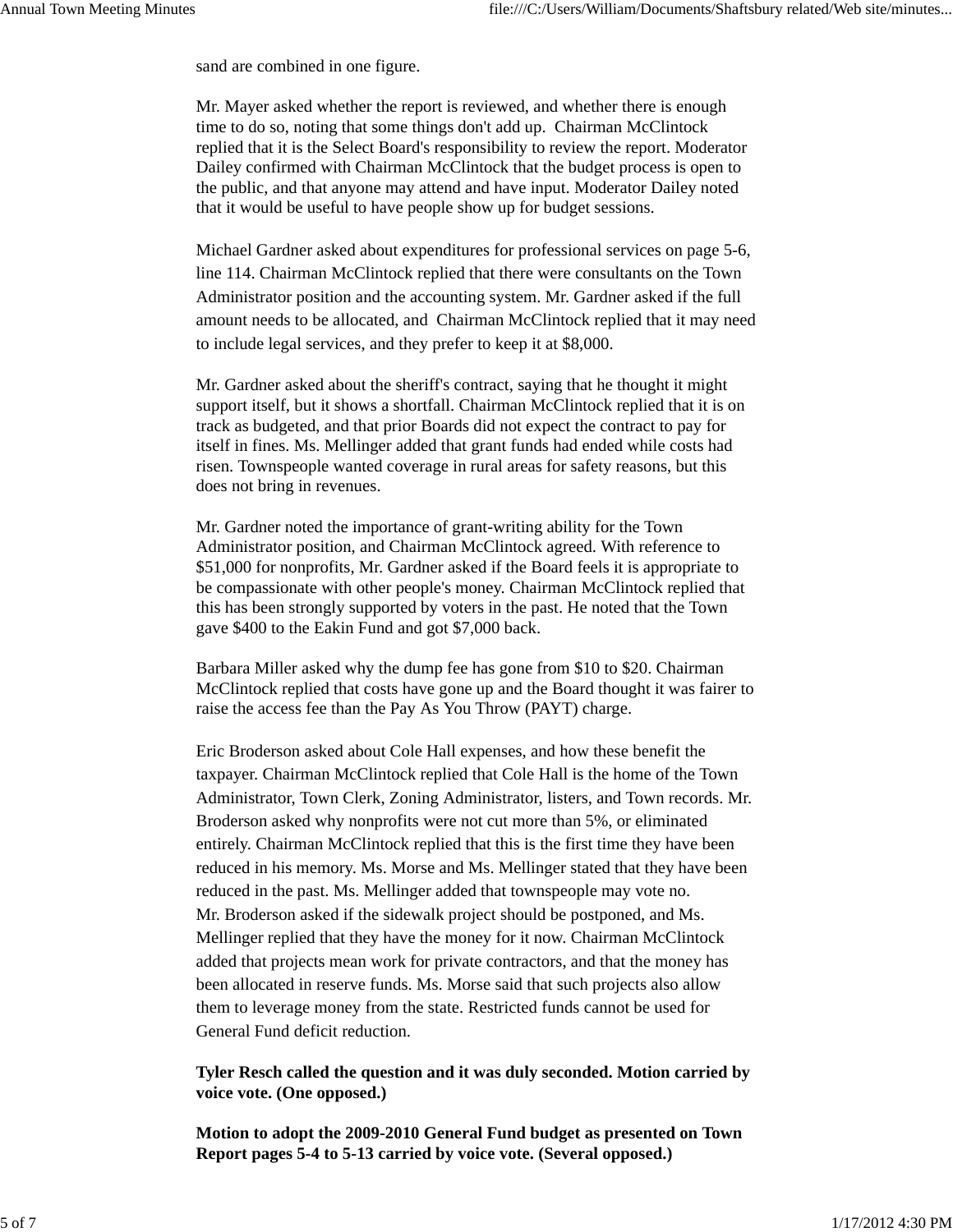sand are combined in one figure.

Mr. Mayer asked whether the report is reviewed, and whether there is enough time to do so, noting that some things don't add up.  Chairman McClintock replied that it is the Select Board's responsibility to review the report. Moderator Dailey confirmed with Chairman McClintock that the budget process is open to the public, and that anyone may attend and have input. Moderator Dailey noted that it would be useful to have people show up for budget sessions.

Michael Gardner asked about expenditures for professional services on page 5-6, line 114. Chairman McClintock replied that there were consultants on the Town Administrator position and the accounting system. Mr. Gardner asked if the full amount needs to be allocated, and  Chairman McClintock replied that it may need to include legal services, and they prefer to keep it at $8,000.

Mr. Gardner asked about the sheriff's contract, saying that he thought it might support itself, but it shows a shortfall. Chairman McClintock replied that it is on track as budgeted, and that prior Boards did not expect the contract to pay for itself in fines. Ms. Mellinger added that grant funds had ended while costs had risen. Townspeople wanted coverage in rural areas for safety reasons, but this does not bring in revenues.

Mr. Gardner noted the importance of grant-writing ability for the Town Administrator position, and Chairman McClintock agreed. With reference to $51,000 for nonprofits, Mr. Gardner asked if the Board feels it is appropriate to be compassionate with other people's money. Chairman McClintock replied that this has been strongly supported by voters in the past. He noted that the Town gave $400 to the Eakin Fund and got $7,000 back.

Barbara Miller asked why the dump fee has gone from $10 to $20. Chairman McClintock replied that costs have gone up and the Board thought it was fairer to raise the access fee than the Pay As You Throw (PAYT) charge.

Eric Broderson asked about Cole Hall expenses, and how these benefit the taxpayer. Chairman McClintock replied that Cole Hall is the home of the Town Administrator, Town Clerk, Zoning Administrator, listers, and Town records. Mr. Broderson asked why nonprofits were not cut more than 5%, or eliminated entirely. Chairman McClintock replied that this is the first time they have been reduced in his memory. Ms. Morse and Ms. Mellinger stated that they have been reduced in the past. Ms. Mellinger added that townspeople may vote no.
Mr. Broderson asked if the sidewalk project should be postponed, and Ms. Mellinger replied that they have the money for it now. Chairman McClintock added that projects mean work for private contractors, and that the money has been allocated in reserve funds. Ms. Morse said that such projects also allow them to leverage money from the state. Restricted funds cannot be used for General Fund deficit reduction.

**Tyler Resch called the question and it was duly seconded. Motion carried by voice vote. (One opposed.)**

**Motion to adopt the 2009-2010 General Fund budget as presented on Town Report pages 5-4 to 5-13 carried by voice vote. (Several opposed.)**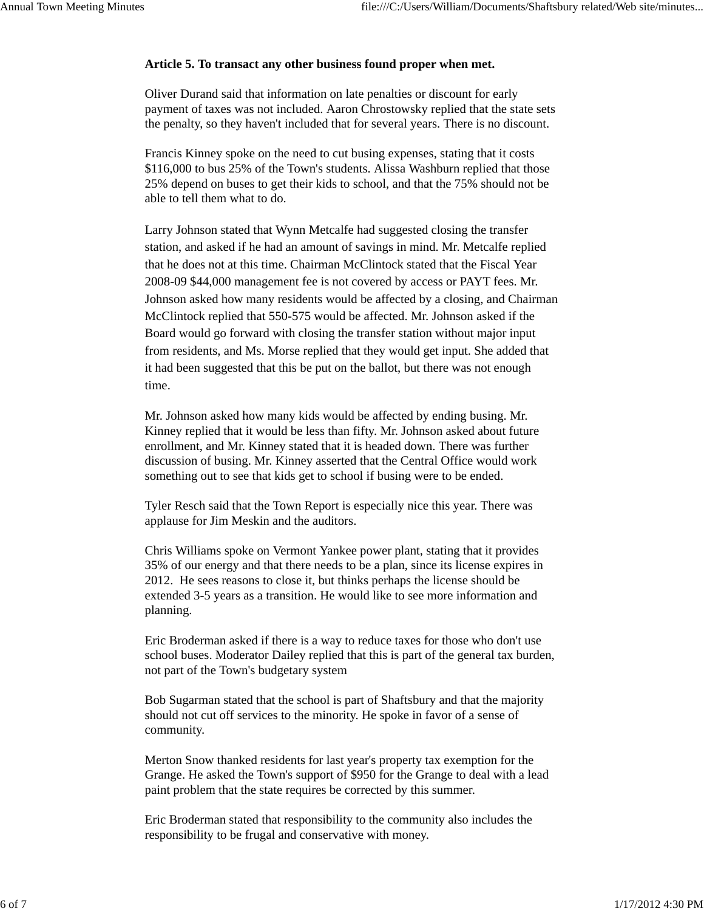**Article 5. To transact any other business found proper when met.**

Oliver Durand said that information on late penalties or discount for early payment of taxes was not included. Aaron Chrostowsky replied that the state sets the penalty, so they haven't included that for several years. There is no discount.

Francis Kinney spoke on the need to cut busing expenses, stating that it costs $116,000 to bus 25% of the Town's students. Alissa Washburn replied that those 25% depend on buses to get their kids to school, and that the 75% should not be able to tell them what to do.

Larry Johnson stated that Wynn Metcalfe had suggested closing the transfer station, and asked if he had an amount of savings in mind. Mr. Metcalfe replied that he does not at this time. Chairman McClintock stated that the Fiscal Year 2008-09 $44,000 management fee is not covered by access or PAYT fees. Mr. Johnson asked how many residents would be affected by a closing, and Chairman McClintock replied that 550-575 would be affected. Mr. Johnson asked if the Board would go forward with closing the transfer station without major input from residents, and Ms. Morse replied that they would get input. She added that it had been suggested that this be put on the ballot, but there was not enough time.

Mr. Johnson asked how many kids would be affected by ending busing. Mr. Kinney replied that it would be less than fifty. Mr. Johnson asked about future enrollment, and Mr. Kinney stated that it is headed down. There was further discussion of busing. Mr. Kinney asserted that the Central Office would work something out to see that kids get to school if busing were to be ended.

Tyler Resch said that the Town Report is especially nice this year. There was applause for Jim Meskin and the auditors.

Chris Williams spoke on Vermont Yankee power plant, stating that it provides 35% of our energy and that there needs to be a plan, since its license expires in 2012. He sees reasons to close it, but thinks perhaps the license should be extended 3-5 years as a transition. He would like to see more information and planning.

Eric Broderman asked if there is a way to reduce taxes for those who don't use school buses. Moderator Dailey replied that this is part of the general tax burden, not part of the Town's budgetary system

Bob Sugarman stated that the school is part of Shaftsbury and that the majority should not cut off services to the minority. He spoke in favor of a sense of community.

Merton Snow thanked residents for last year's property tax exemption for the Grange. He asked the Town's support of $950 for the Grange to deal with a lead paint problem that the state requires be corrected by this summer.

Eric Broderman stated that responsibility to the community also includes the responsibility to be frugal and conservative with money.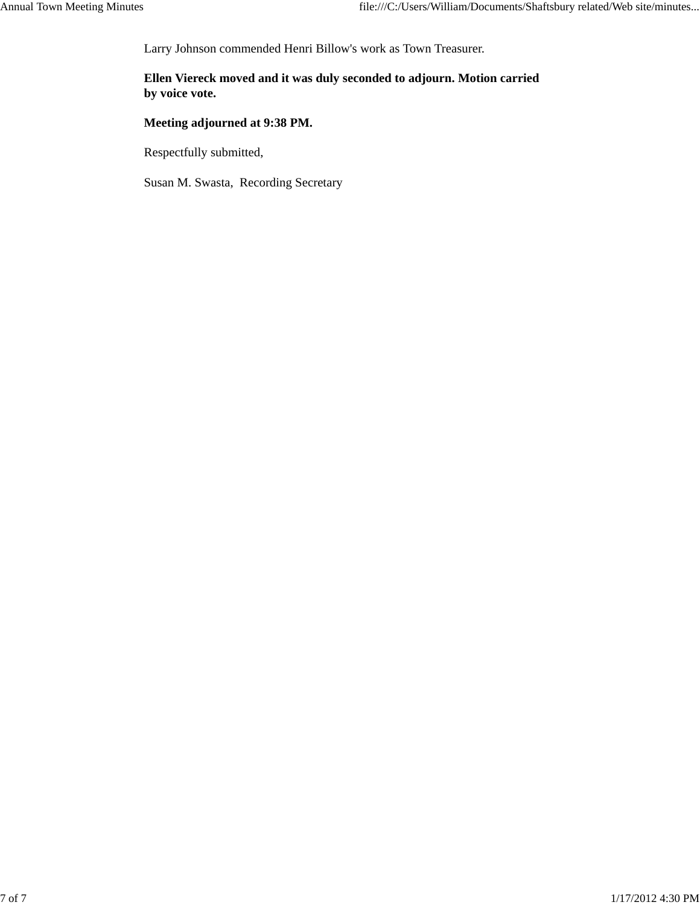Larry Johnson commended Henri Billow's work as Town Treasurer.

**Ellen Viereck moved and it was duly seconded to adjourn. Motion carried by voice vote.**

**Meeting adjourned at 9:38 PM.**

Respectfully submitted,

Susan M. Swasta,  Recording Secretary